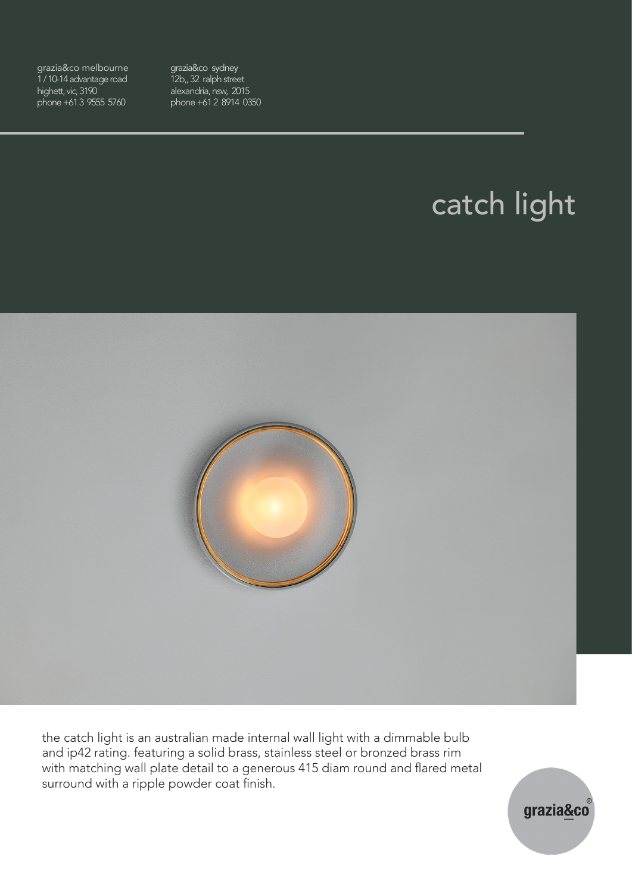grazia&co melbourne
1 / 10-14 advantage road
highett, vic, 3190
phone +61 3 9555 5760

grazia&co sydney
12b,, 32 ralph street
alexandria, nsw, 2015
phone +61 2 8914 0350

# catch light

the catch light is an australian made internal wall light with a dimmable bulb and ip42 rating. featuring a solid brass, stainless steel or bronzed brass rim with matching wall plate detail to a generous 415 diam round and flared metal surround with a ripple powder coat finish.

grazia&co®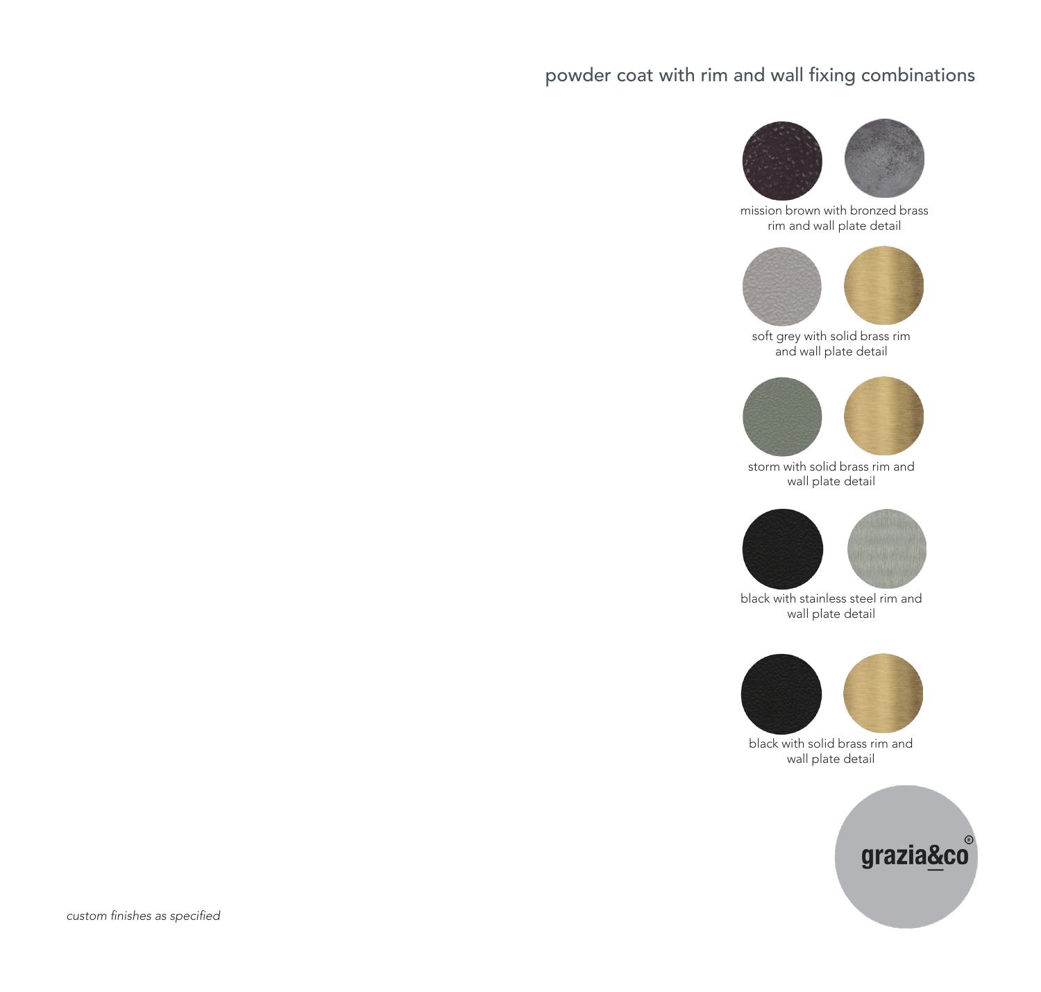## powder coat with rim and wall fixing combinations

mission brown with bronzed brass rim and wall plate detail

soft grey with solid brass rim and wall plate detail

storm with solid brass rim and wall plate detail

black with stainless steel rim and wall plate detail

black with solid brass rim and wall plate detail

grazia&co®

*custom finishes as specified*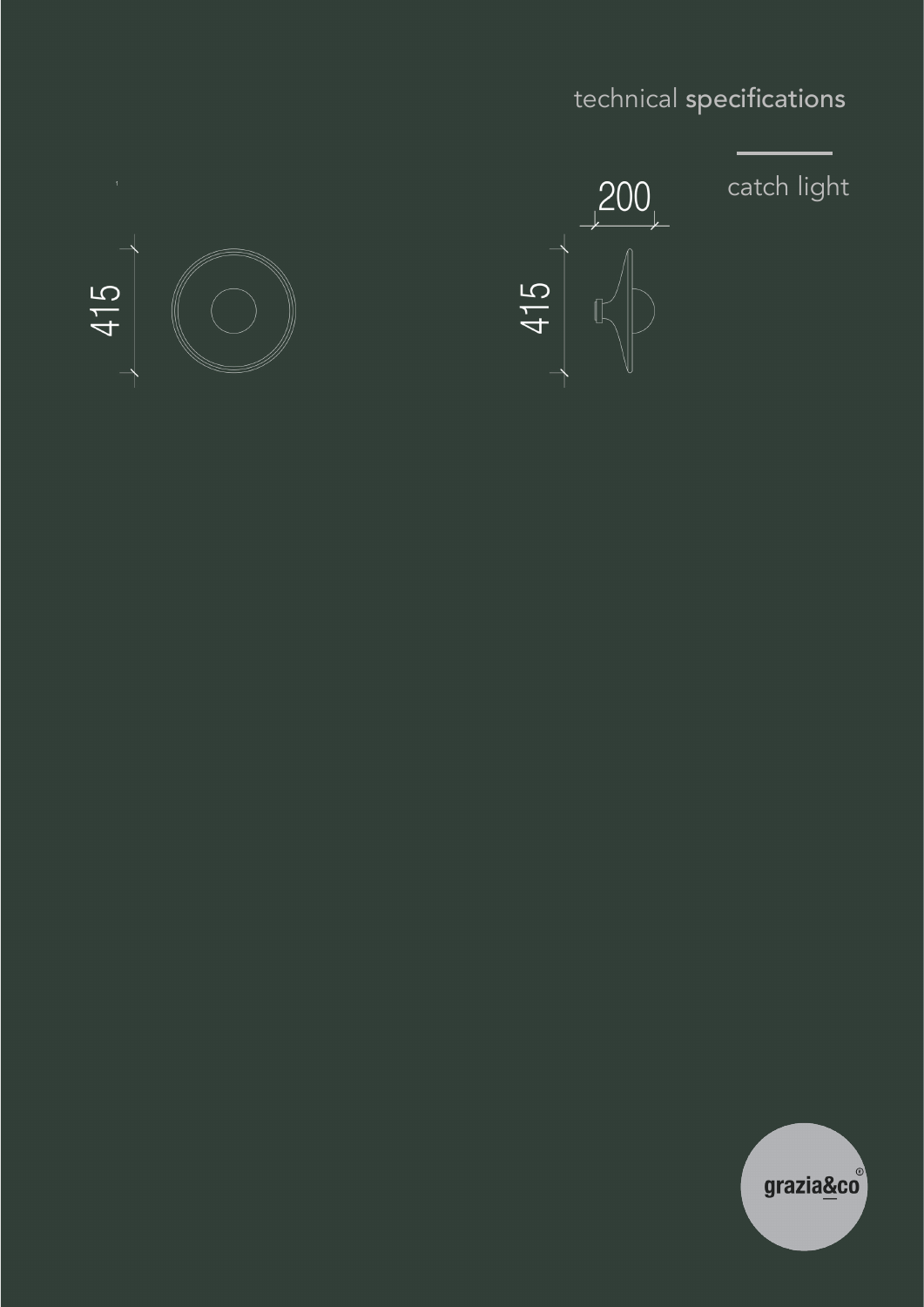technical **specifications**

catch light

415

200

415

grazia&co®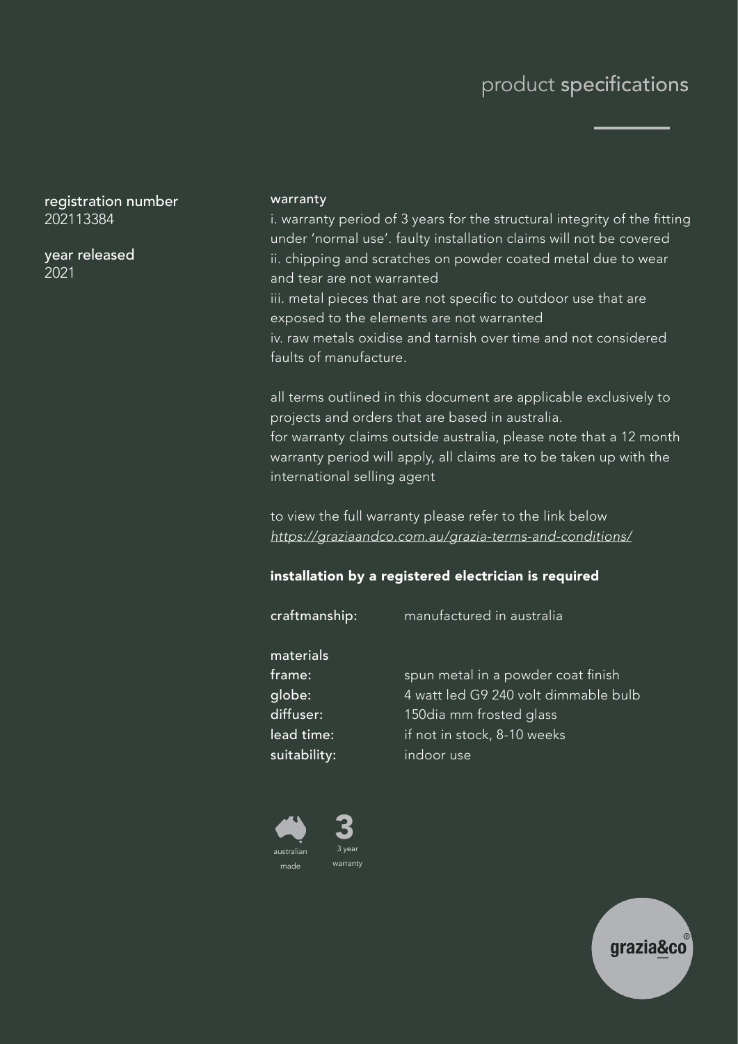# product specifications

**registration number**
202113384

**year released**
2021

**warranty**

i. warranty period of 3 years for the structural integrity of the fitting under 'normal use'. faulty installation claims will not be covered
ii. chipping and scratches on powder coated metal due to wear and tear are not warranted
iii. metal pieces that are not specific to outdoor use that are exposed to the elements are not warranted
iv. raw metals oxidise and tarnish over time and not considered faults of manufacture.

all terms outlined in this document are applicable exclusively to projects and orders that are based in australia.
for warranty claims outside australia, please note that a 12 month warranty period will apply, all claims are to be taken up with the international selling agent

to view the full warranty please refer to the link below
*https://graziaandco.com.au/grazia-terms-and-conditions/*

**installation by a registered electrician is required**

craftmanship: manufactured in australia

materials

| | |
|---|---|
| frame: | spun metal in a powder coat finish |
| globe: | 4 watt led G9 240 volt dimmable bulb |
| diffuser: | 150dia mm frosted glass |
| lead time: | if not in stock, 8-10 weeks |
| suitability: | indoor use |

australian made

3 year warranty

grazia&co®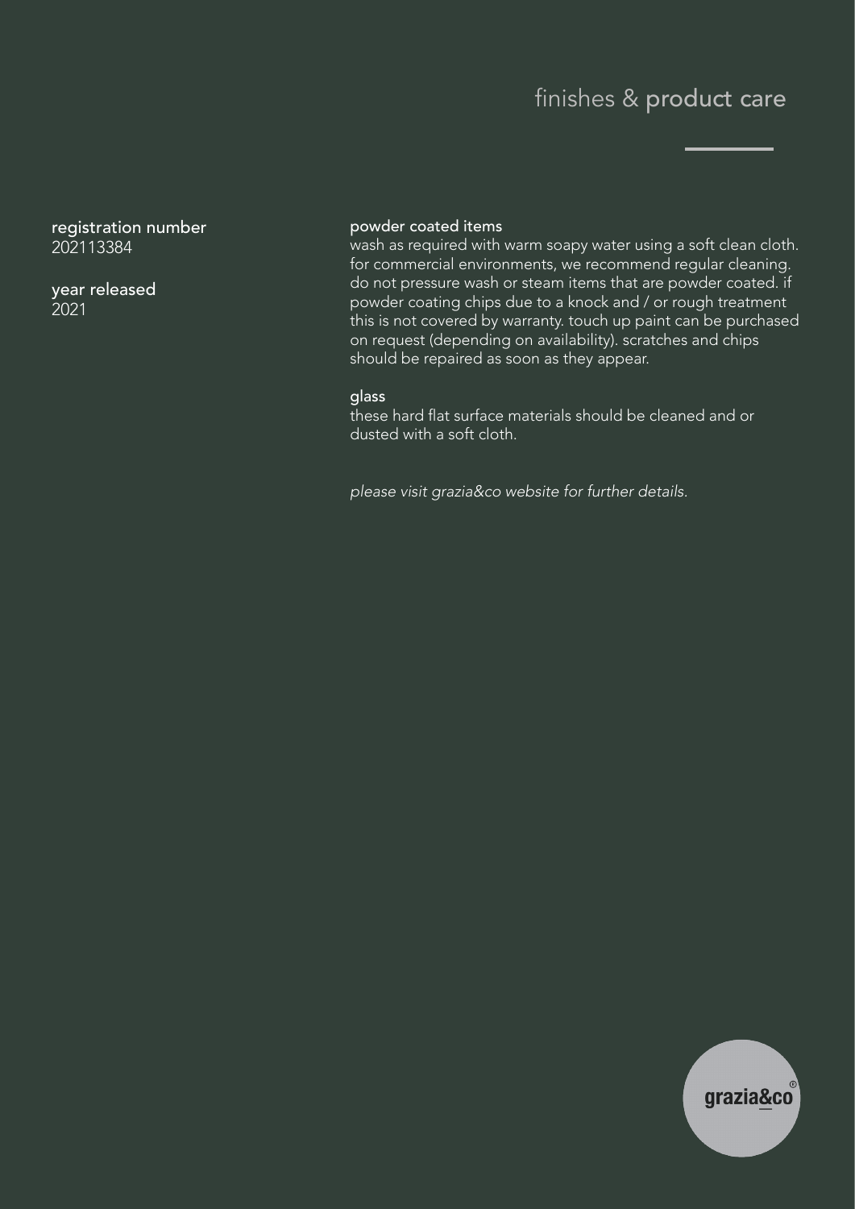# finishes & product care

**registration number**
202113384

**year released**
2021

**powder coated items**
wash as required with warm soapy water using a soft clean cloth. for commercial environments, we recommend regular cleaning. do not pressure wash or steam items that are powder coated. if powder coating chips due to a knock and / or rough treatment this is not covered by warranty. touch up paint can be purchased on request (depending on availability). scratches and chips should be repaired as soon as they appear.

**glass**
these hard flat surface materials should be cleaned and or dusted with a soft cloth.

*please visit grazia&co website for further details.*

grazia&co®